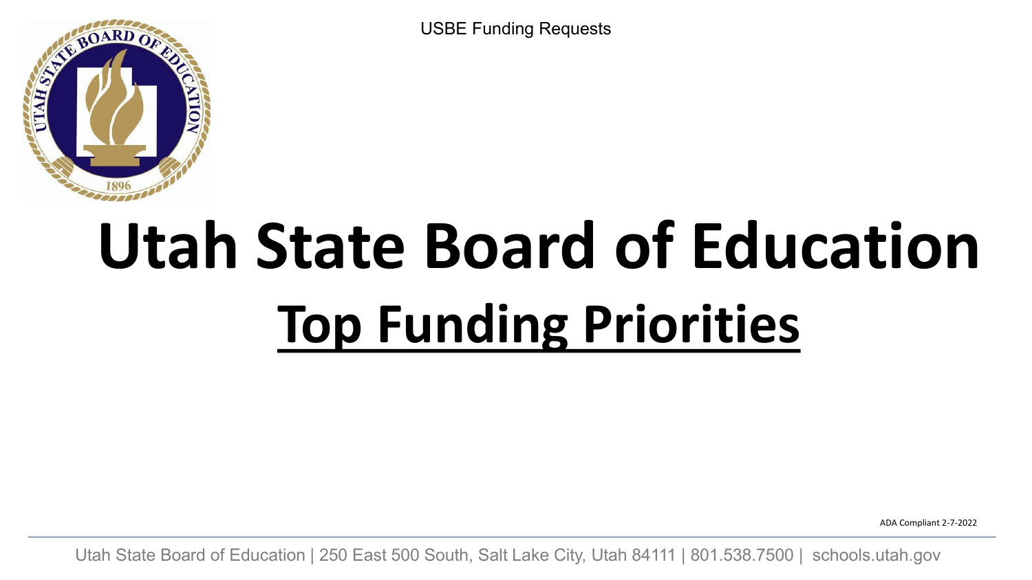USBE Funding Requests

# Utah State Board of Education

## Top Funding Priorities

ADA Compliant 2-7-2022

Utah State Board of Education | 250 East 500 South, Salt Lake City, Utah 84111 | 801.538.7500 | schools.utah.gov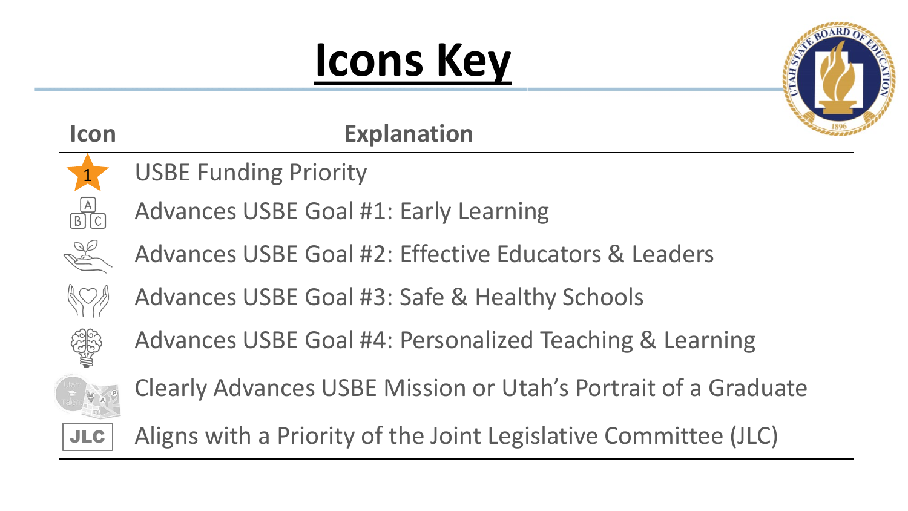# Icons Key

| Icon | Explanation |
|---|---|
| 1 | USBE Funding Priority |
| A B C | Advances USBE Goal #1: Early Learning |
| | Advances USBE Goal #2: Effective Educators & Leaders |
| | Advances USBE Goal #3: Safe & Healthy Schools |
| | Advances USBE Goal #4: Personalized Teaching & Learning |
| | Clearly Advances USBE Mission or Utah's Portrait of a Graduate |
| JLC | Aligns with a Priority of the Joint Legislative Committee (JLC) |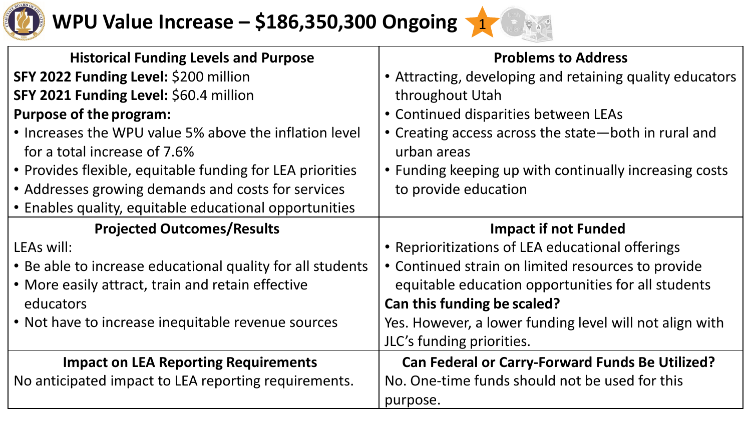# WPU Value Increase – $186,350,300 Ongoing

1

## Historical Funding Levels and Purpose

**SFY 2022 Funding Level:** $200 million

**SFY 2021 Funding Level:** $60.4 million

**Purpose of the program:**

- Increases the WPU value 5% above the inflation level for a total increase of 7.6%
- Provides flexible, equitable funding for LEA priorities
- Addresses growing demands and costs for services
- Enables quality, equitable educational opportunities

## Problems to Address

- Attracting, developing and retaining quality educators throughout Utah
- Continued disparities between LEAs
- Creating access across the state—both in rural and urban areas
- Funding keeping up with continually increasing costs to provide education

## Projected Outcomes/Results

LEAs will:

- Be able to increase educational quality for all students
- More easily attract, train and retain effective educators
- Not have to increase inequitable revenue sources

## Impact if not Funded

- Reprioritizations of LEA educational offerings
- Continued strain on limited resources to provide equitable education opportunities for all students

**Can this funding be scaled?**

Yes. However, a lower funding level will not align with JLC's funding priorities.

## Impact on LEA Reporting Requirements

No anticipated impact to LEA reporting requirements.

## Can Federal or Carry-Forward Funds Be Utilized?

No. One-time funds should not be used for this purpose.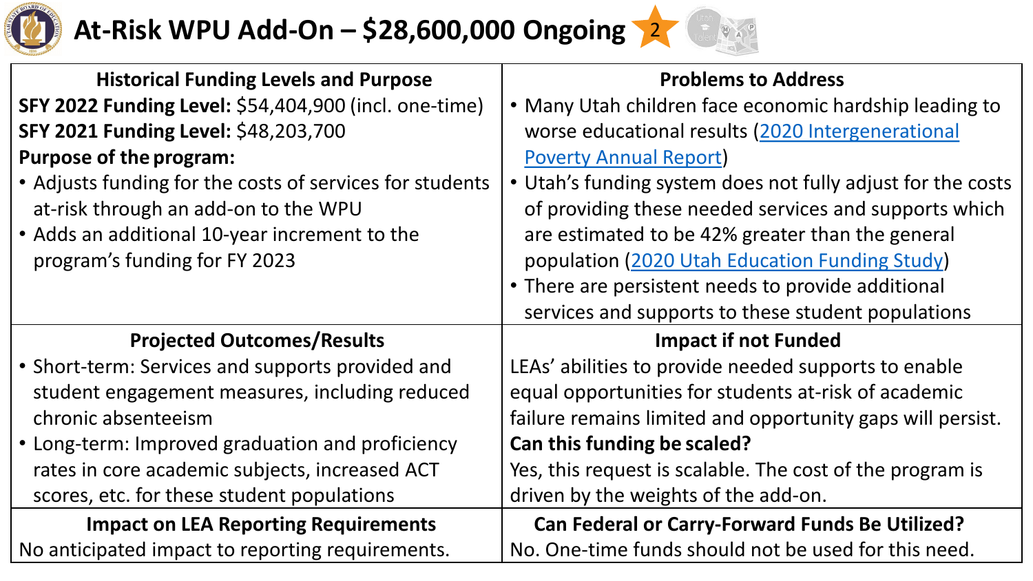# At-Risk WPU Add-On – $28,600,000 Ongoing 2

## Historical Funding Levels and Purpose

**SFY 2022 Funding Level:** $54,404,900 (incl. one-time)
**SFY 2021 Funding Level:** $48,203,700
**Purpose of the program:**

- Adjusts funding for the costs of services for students at-risk through an add-on to the WPU
- Adds an additional 10-year increment to the program's funding for FY 2023

## Problems to Address

- Many Utah children face economic hardship leading to worse educational results (2020 Intergenerational Poverty Annual Report)
- Utah's funding system does not fully adjust for the costs of providing these needed services and supports which are estimated to be 42% greater than the general population (2020 Utah Education Funding Study)
- There are persistent needs to provide additional services and supports to these student populations

## Projected Outcomes/Results

- Short-term: Services and supports provided and student engagement measures, including reduced chronic absenteeism
- Long-term: Improved graduation and proficiency rates in core academic subjects, increased ACT scores, etc. for these student populations

## Impact if not Funded

LEAs' abilities to provide needed supports to enable equal opportunities for students at-risk of academic failure remains limited and opportunity gaps will persist.

**Can this funding be scaled?**

Yes, this request is scalable. The cost of the program is driven by the weights of the add-on.

## Impact on LEA Reporting Requirements

No anticipated impact to reporting requirements.

## Can Federal or Carry-Forward Funds Be Utilized?

No. One-time funds should not be used for this need.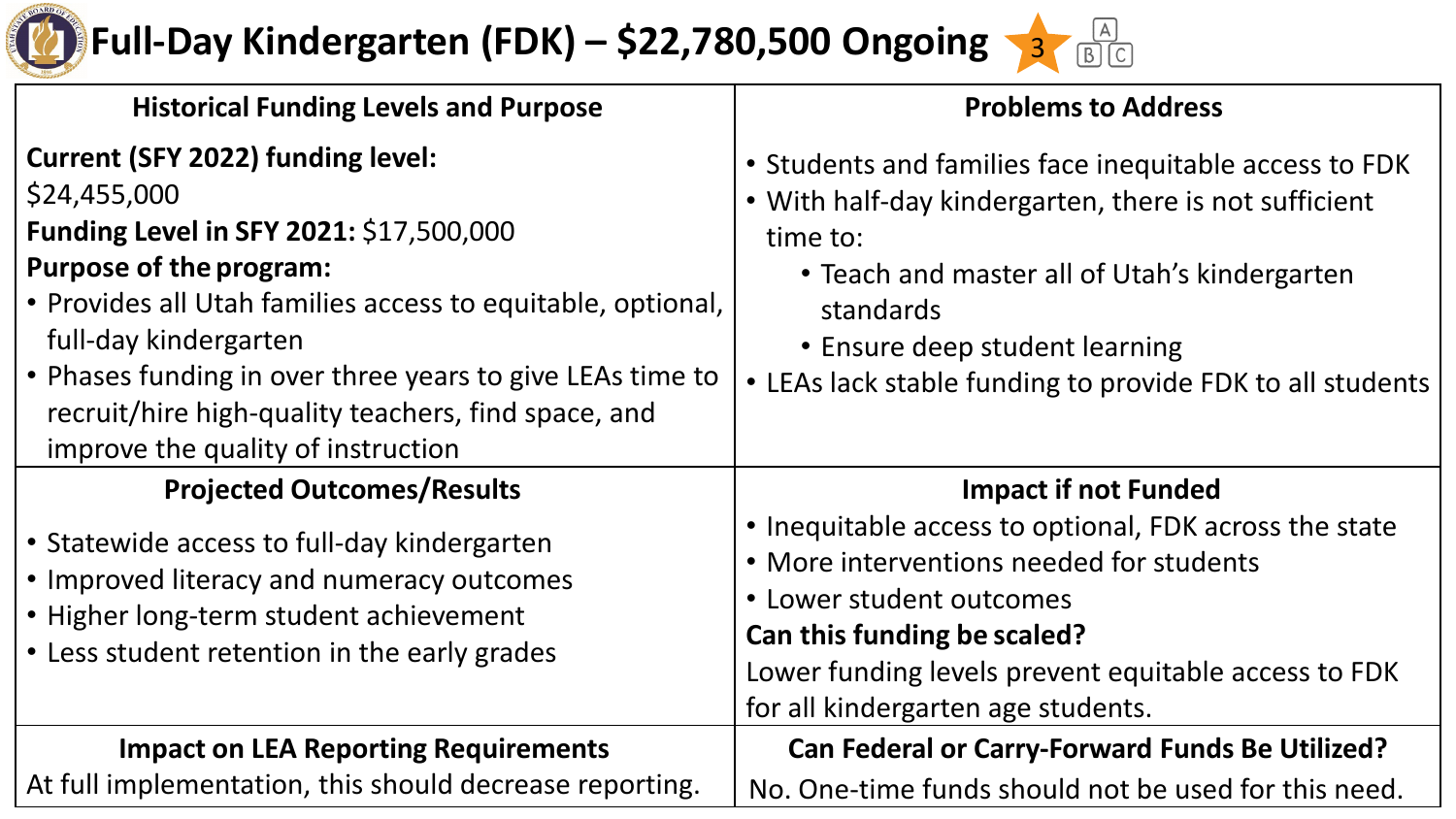# Full-Day Kindergarten (FDK) – $22,780,500 Ongoing

3

### Historical Funding Levels and Purpose

**Current (SFY 2022) funding level:**
$24,455,000
**Funding Level in SFY 2021:** $17,500,000
**Purpose of the program:**

- Provides all Utah families access to equitable, optional, full-day kindergarten
- Phases funding in over three years to give LEAs time to recruit/hire high-quality teachers, find space, and improve the quality of instruction

### Problems to Address

- Students and families face inequitable access to FDK
- With half-day kindergarten, there is not sufficient time to:
  - Teach and master all of Utah's kindergarten standards
  - Ensure deep student learning
- LEAs lack stable funding to provide FDK to all students

### Projected Outcomes/Results

- Statewide access to full-day kindergarten
- Improved literacy and numeracy outcomes
- Higher long-term student achievement
- Less student retention in the early grades

### Impact if not Funded

- Inequitable access to optional, FDK across the state
- More interventions needed for students
- Lower student outcomes

**Can this funding be scaled?**
Lower funding levels prevent equitable access to FDK for all kindergarten age students.

### Impact on LEA Reporting Requirements

At full implementation, this should decrease reporting.

### Can Federal or Carry-Forward Funds Be Utilized?

No. One-time funds should not be used for this need.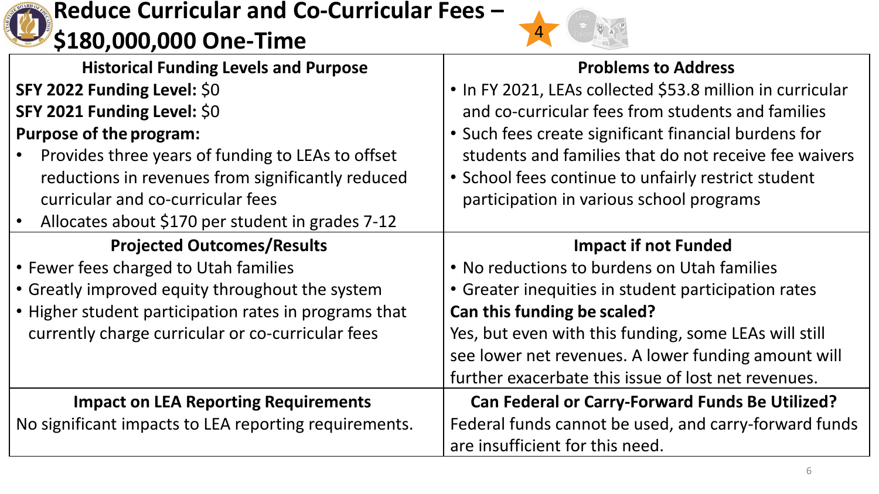# Reduce Curricular and Co-Curricular Fees – $180,000,000 One-Time

4

### Historical Funding Levels and Purpose

**SFY 2022 Funding Level:** $0

**SFY 2021 Funding Level:** $0

**Purpose of the program:**

- Provides three years of funding to LEAs to offset reductions in revenues from significantly reduced curricular and co-curricular fees
- Allocates about $170 per student in grades 7-12

### Problems to Address

- In FY 2021, LEAs collected $53.8 million in curricular and co-curricular fees from students and families
- Such fees create significant financial burdens for students and families that do not receive fee waivers
- School fees continue to unfairly restrict student participation in various school programs

### Projected Outcomes/Results

- Fewer fees charged to Utah families
- Greatly improved equity throughout the system
- Higher student participation rates in programs that currently charge curricular or co-curricular fees

### Impact if not Funded

- No reductions to burdens on Utah families
- Greater inequities in student participation rates

**Can this funding be scaled?**

Yes, but even with this funding, some LEAs will still see lower net revenues. A lower funding amount will further exacerbate this issue of lost net revenues.

### Impact on LEA Reporting Requirements

No significant impacts to LEA reporting requirements.

### Can Federal or Carry-Forward Funds Be Utilized?

Federal funds cannot be used, and carry-forward funds are insufficient for this need.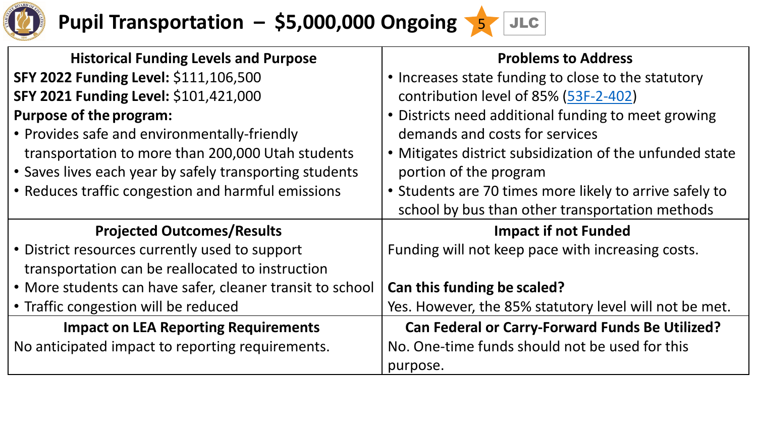# Pupil Transportation – $5,000,000 Ongoing 5 JLC

**Historical Funding Levels and Purpose**

**SFY 2022 Funding Level:** $111,106,500
**SFY 2021 Funding Level:** $101,421,000
**Purpose of the program:**

- Provides safe and environmentally-friendly transportation to more than 200,000 Utah students
- Saves lives each year by safely transporting students
- Reduces traffic congestion and harmful emissions

**Problems to Address**

- Increases state funding to close to the statutory contribution level of 85% (53F-2-402)
- Districts need additional funding to meet growing demands and costs for services
- Mitigates district subsidization of the unfunded state portion of the program
- Students are 70 times more likely to arrive safely to school by bus than other transportation methods

**Projected Outcomes/Results**

- District resources currently used to support transportation can be reallocated to instruction
- More students can have safer, cleaner transit to school
- Traffic congestion will be reduced

**Impact if not Funded**

Funding will not keep pace with increasing costs.

**Can this funding be scaled?**

Yes. However, the 85% statutory level will not be met.

**Impact on LEA Reporting Requirements**

No anticipated impact to reporting requirements.

**Can Federal or Carry-Forward Funds Be Utilized?**

No. One-time funds should not be used for this purpose.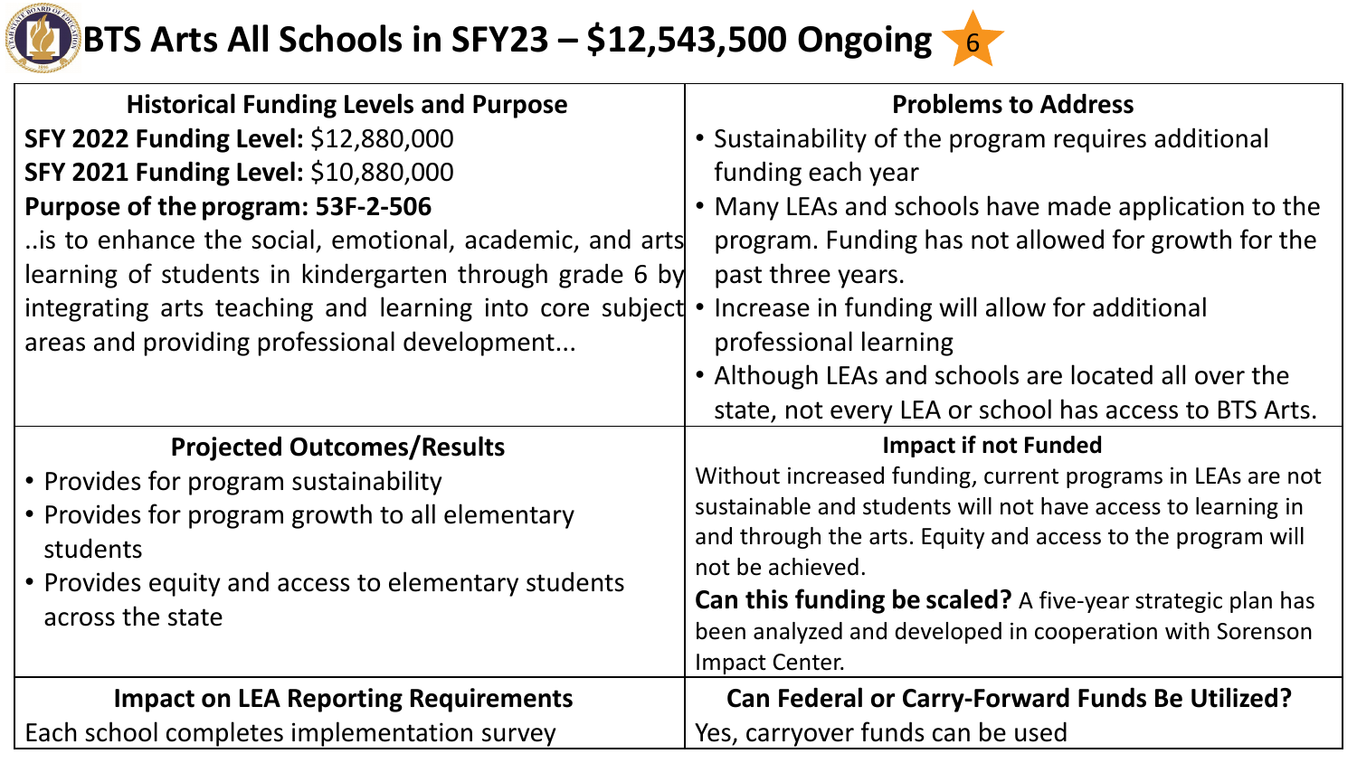# BTS Arts All Schools in SFY23 – $12,543,500 Ongoing

6

## Historical Funding Levels and Purpose

**SFY 2022 Funding Level:** $12,880,000

**SFY 2021 Funding Level:** $10,880,000

**Purpose of the program: 53F-2-506**

..is to enhance the social, emotional, academic, and arts learning of students in kindergarten through grade 6 by integrating arts teaching and learning into core subject areas and providing professional development...

## Problems to Address

- Sustainability of the program requires additional funding each year
- Many LEAs and schools have made application to the program. Funding has not allowed for growth for the past three years.
- Increase in funding will allow for additional professional learning
- Although LEAs and schools are located all over the state, not every LEA or school has access to BTS Arts.

## Projected Outcomes/Results

- Provides for program sustainability
- Provides for program growth to all elementary students
- Provides equity and access to elementary students across the state

## Impact if not Funded

Without increased funding, current programs in LEAs are not sustainable and students will not have access to learning in and through the arts. Equity and access to the program will not be achieved.

**Can this funding be scaled?** A five-year strategic plan has been analyzed and developed in cooperation with Sorenson Impact Center.

## Impact on LEA Reporting Requirements

Each school completes implementation survey

## Can Federal or Carry-Forward Funds Be Utilized?

Yes, carryover funds can be used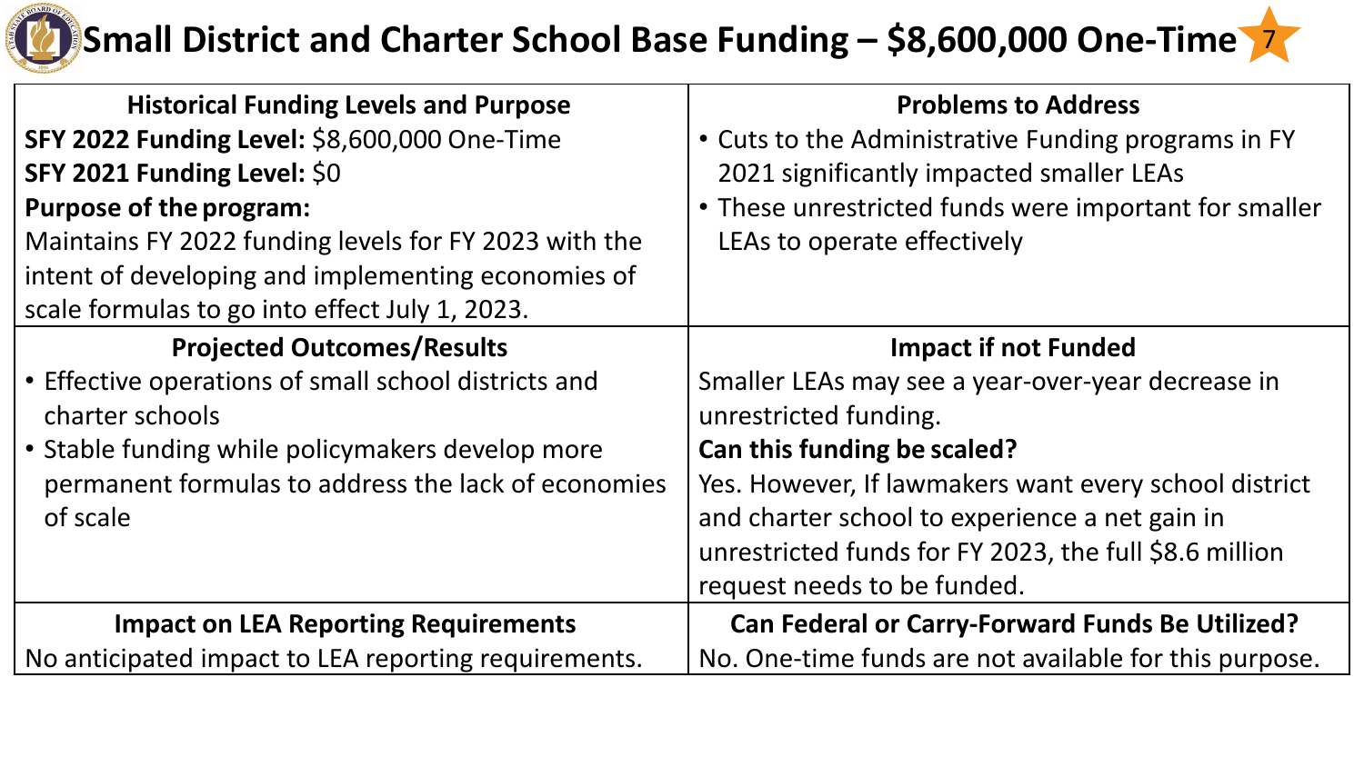# Small District and Charter School Base Funding – $8,600,000 One-Time

| Historical Funding Levels and Purpose | Problems to Address |
|---|---|
| **SFY 2022 Funding Level:** $8,600,000 One-Time<br>**SFY 2021 Funding Level:** $0<br>**Purpose of the program:**<br>Maintains FY 2022 funding levels for FY 2023 with the intent of developing and implementing economies of scale formulas to go into effect July 1, 2023. | • Cuts to the Administrative Funding programs in FY 2021 significantly impacted smaller LEAs<br>• These unrestricted funds were important for smaller LEAs to operate effectively |
| **Projected Outcomes/Results** | **Impact if not Funded** |
| • Effective operations of small school districts and charter schools<br>• Stable funding while policymakers develop more permanent formulas to address the lack of economies of scale | Smaller LEAs may see a year-over-year decrease in unrestricted funding.<br>**Can this funding be scaled?**<br>Yes. However, If lawmakers want every school district and charter school to experience a net gain in unrestricted funds for FY 2023, the full $8.6 million request needs to be funded. |
| **Impact on LEA Reporting Requirements** | **Can Federal or Carry-Forward Funds Be Utilized?** |
| No anticipated impact to LEA reporting requirements. | No. One-time funds are not available for this purpose. |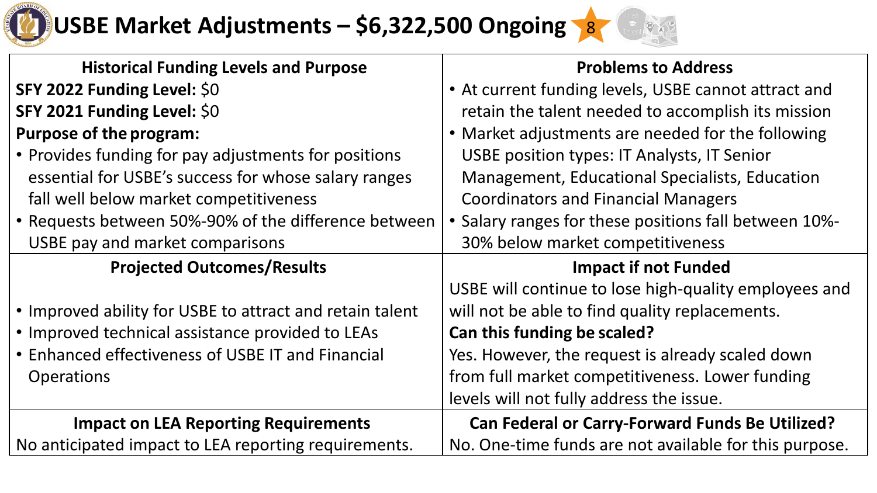# USBE Market Adjustments – $6,322,500 Ongoing

8

| **Historical Funding Levels and Purpose** | **Problems to Address** |
| --- | --- |
| **SFY 2022 Funding Level:** $0<br>**SFY 2021 Funding Level:** $0<br>**Purpose of the program:**<br>• Provides funding for pay adjustments for positions essential for USBE's success for whose salary ranges fall well below market competitiveness<br>• Requests between 50%-90% of the difference between USBE pay and market comparisons | • At current funding levels, USBE cannot attract and retain the talent needed to accomplish its mission<br>• Market adjustments are needed for the following USBE position types: IT Analysts, IT Senior Management, Educational Specialists, Education Coordinators and Financial Managers<br>• Salary ranges for these positions fall between 10%-30% below market competitiveness |
| **Projected Outcomes/Results** | **Impact if not Funded** |
| • Improved ability for USBE to attract and retain talent<br>• Improved technical assistance provided to LEAs<br>• Enhanced effectiveness of USBE IT and Financial Operations | USBE will continue to lose high-quality employees and will not be able to find quality replacements.<br>**Can this funding be scaled?**<br>Yes. However, the request is already scaled down from full market competitiveness. Lower funding levels will not fully address the issue. |
| **Impact on LEA Reporting Requirements** | **Can Federal or Carry-Forward Funds Be Utilized?** |
| No anticipated impact to LEA reporting requirements. | No. One-time funds are not available for this purpose. |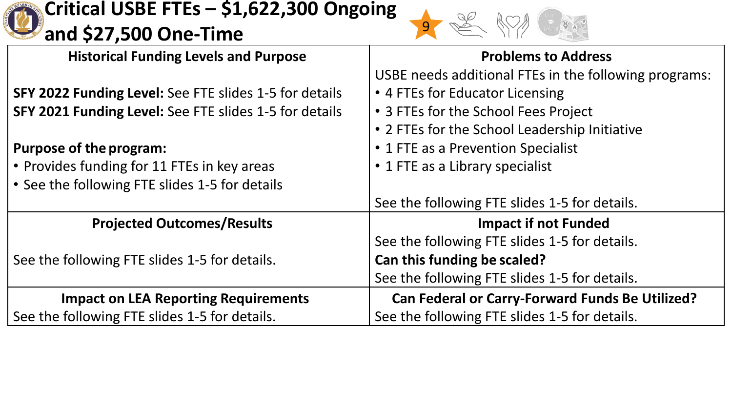# Critical USBE FTEs – $1,622,300 Ongoing and $27,500 One-Time

9

| Historical Funding Levels and Purpose | Problems to Address |
| --- | --- |
| **SFY 2022 Funding Level:** See FTE slides 1-5 for details<br>**SFY 2021 Funding Level:** See FTE slides 1-5 for details<br><br>**Purpose of the program:**<br>• Provides funding for 11 FTEs in key areas<br>• See the following FTE slides 1-5 for details | USBE needs additional FTEs in the following programs:<br>• 4 FTEs for Educator Licensing<br>• 3 FTEs for the School Fees Project<br>• 2 FTEs for the School Leadership Initiative<br>• 1 FTE as a Prevention Specialist<br>• 1 FTE as a Library specialist<br><br>See the following FTE slides 1-5 for details. |
| **Projected Outcomes/Results** | **Impact if not Funded** |
| See the following FTE slides 1-5 for details. | See the following FTE slides 1-5 for details.<br>**Can this funding be scaled?**<br>See the following FTE slides 1-5 for details. |
| **Impact on LEA Reporting Requirements** | **Can Federal or Carry-Forward Funds Be Utilized?** |
| See the following FTE slides 1-5 for details. | See the following FTE slides 1-5 for details. |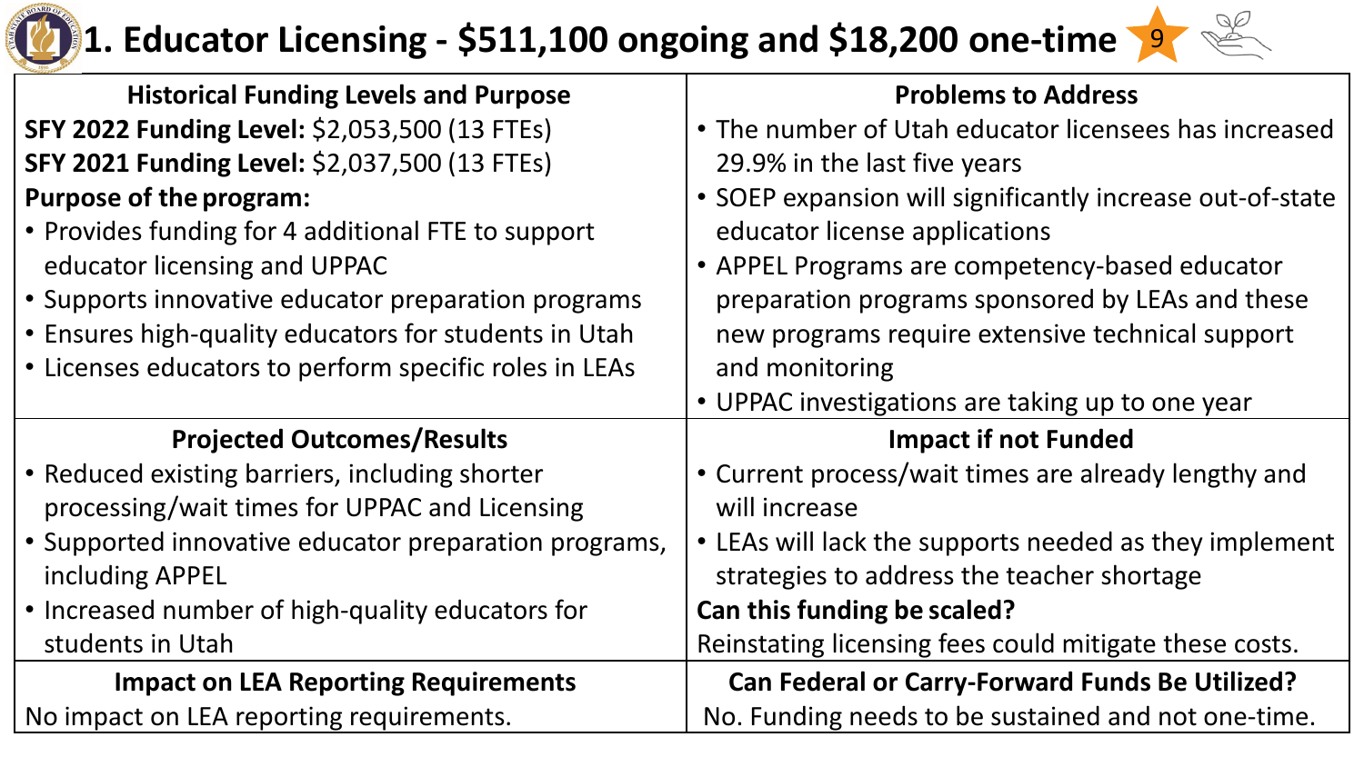# 1. Educator Licensing - $511,100 ongoing and $18,200 one-time

9

### Historical Funding Levels and Purpose

**SFY 2022 Funding Level:** $2,053,500 (13 FTEs)
**SFY 2021 Funding Level:** $2,037,500 (13 FTEs)
**Purpose of the program:**

- Provides funding for 4 additional FTE to support educator licensing and UPPAC
- Supports innovative educator preparation programs
- Ensures high-quality educators for students in Utah
- Licenses educators to perform specific roles in LEAs

### Problems to Address

- The number of Utah educator licensees has increased 29.9% in the last five years
- SOEP expansion will significantly increase out-of-state educator license applications
- APPEL Programs are competency-based educator preparation programs sponsored by LEAs and these new programs require extensive technical support and monitoring
- UPPAC investigations are taking up to one year

### Projected Outcomes/Results

- Reduced existing barriers, including shorter processing/wait times for UPPAC and Licensing
- Supported innovative educator preparation programs, including APPEL
- Increased number of high-quality educators for students in Utah

### Impact if not Funded

- Current process/wait times are already lengthy and will increase
- LEAs will lack the supports needed as they implement strategies to address the teacher shortage

**Can this funding be scaled?**
Reinstating licensing fees could mitigate these costs.

### Impact on LEA Reporting Requirements

No impact on LEA reporting requirements.

### Can Federal or Carry-Forward Funds Be Utilized?

No. Funding needs to be sustained and not one-time.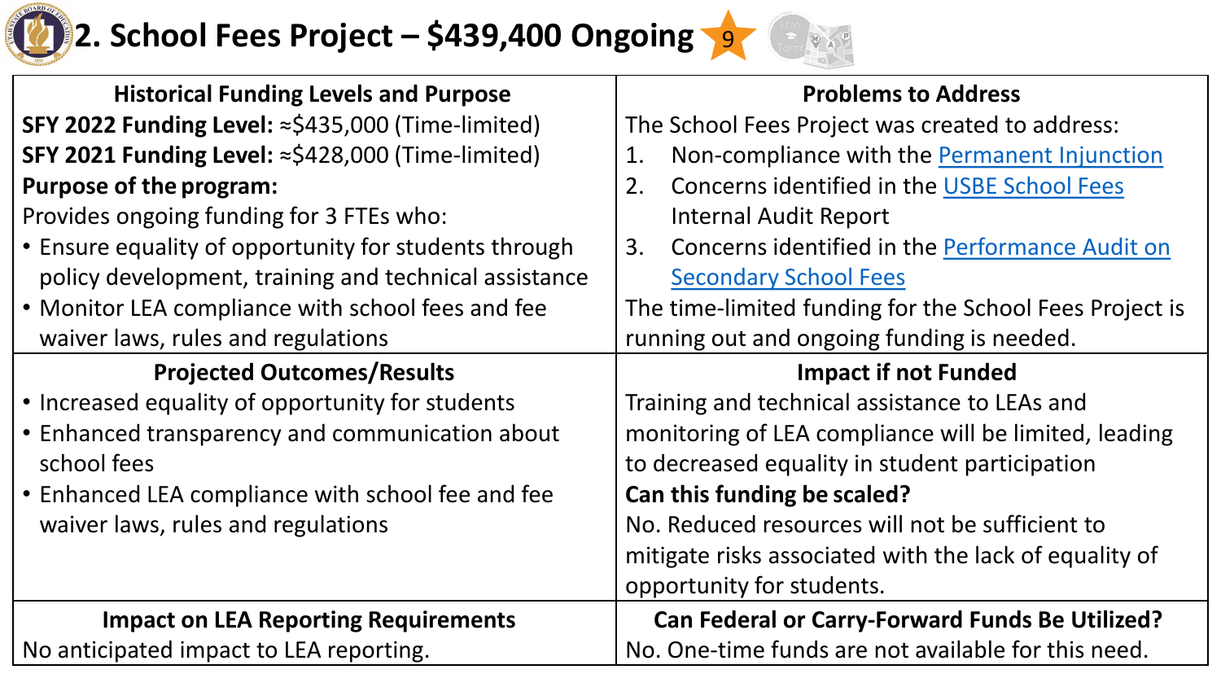# 2. School Fees Project – $439,400 Ongoing

9

**Historical Funding Levels and Purpose**

**SFY 2022 Funding Level:** ≈$435,000 (Time-limited)

**SFY 2021 Funding Level:** ≈$428,000 (Time-limited)

**Purpose of the program:**

Provides ongoing funding for 3 FTEs who:

- Ensure equality of opportunity for students through policy development, training and technical assistance
- Monitor LEA compliance with school fees and fee waiver laws, rules and regulations

**Problems to Address**

The School Fees Project was created to address:

1. Non-compliance with the Permanent Injunction
2. Concerns identified in the USBE School Fees Internal Audit Report
3. Concerns identified in the Performance Audit on Secondary School Fees

The time-limited funding for the School Fees Project is running out and ongoing funding is needed.

**Projected Outcomes/Results**

- Increased equality of opportunity for students
- Enhanced transparency and communication about school fees
- Enhanced LEA compliance with school fee and fee waiver laws, rules and regulations

**Impact if not Funded**

Training and technical assistance to LEAs and monitoring of LEA compliance will be limited, leading to decreased equality in student participation

**Can this funding be scaled?**

No. Reduced resources will not be sufficient to mitigate risks associated with the lack of equality of opportunity for students.

**Impact on LEA Reporting Requirements**

No anticipated impact to LEA reporting.

**Can Federal or Carry-Forward Funds Be Utilized?**

No. One-time funds are not available for this need.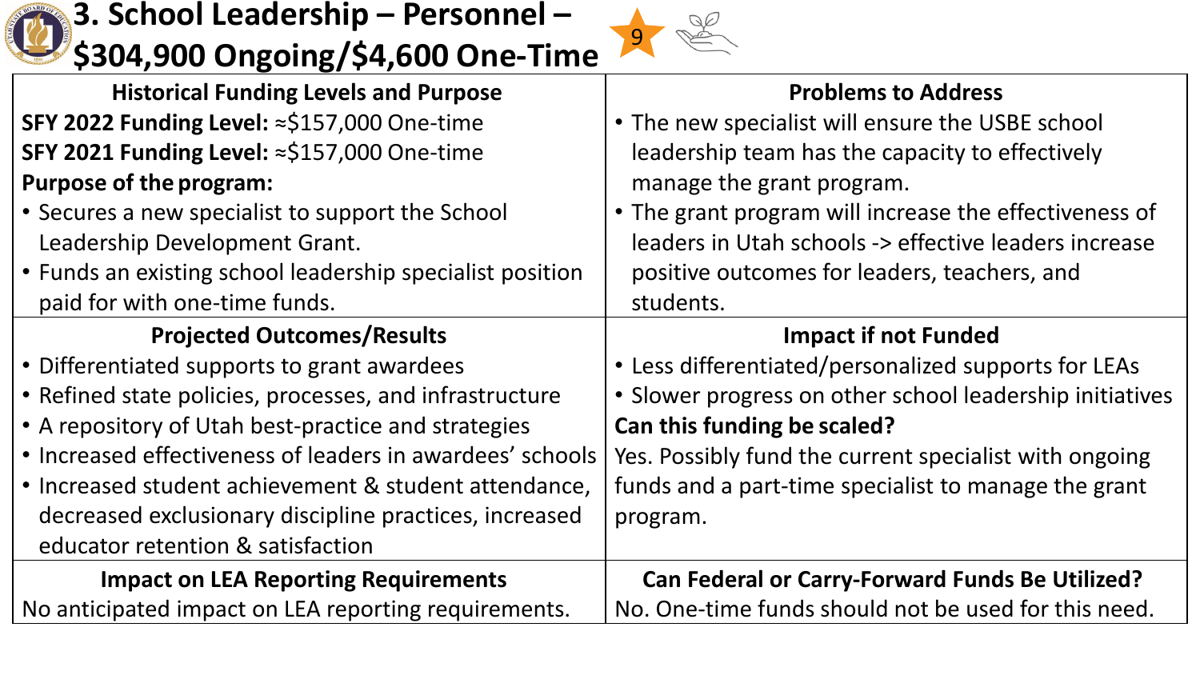# 3. School Leadership – Personnel – $304,900 Ongoing/$4,600 One-Time

9

## Historical Funding Levels and Purpose

**SFY 2022 Funding Level:** ≈$157,000 One-time

**SFY 2021 Funding Level:** ≈$157,000 One-time

**Purpose of the program:**

- Secures a new specialist to support the School Leadership Development Grant.
- Funds an existing school leadership specialist position paid for with one-time funds.

## Problems to Address

- The new specialist will ensure the USBE school leadership team has the capacity to effectively manage the grant program.
- The grant program will increase the effectiveness of leaders in Utah schools -> effective leaders increase positive outcomes for leaders, teachers, and students.

## Projected Outcomes/Results

- Differentiated supports to grant awardees
- Refined state policies, processes, and infrastructure
- A repository of Utah best-practice and strategies
- Increased effectiveness of leaders in awardees' schools
- Increased student achievement & student attendance, decreased exclusionary discipline practices, increased educator retention & satisfaction

## Impact if not Funded

- Less differentiated/personalized supports for LEAs
- Slower progress on other school leadership initiatives

**Can this funding be scaled?**

Yes. Possibly fund the current specialist with ongoing funds and a part-time specialist to manage the grant program.

## Impact on LEA Reporting Requirements

No anticipated impact on LEA reporting requirements.

## Can Federal or Carry-Forward Funds Be Utilized?

No. One-time funds should not be used for this need.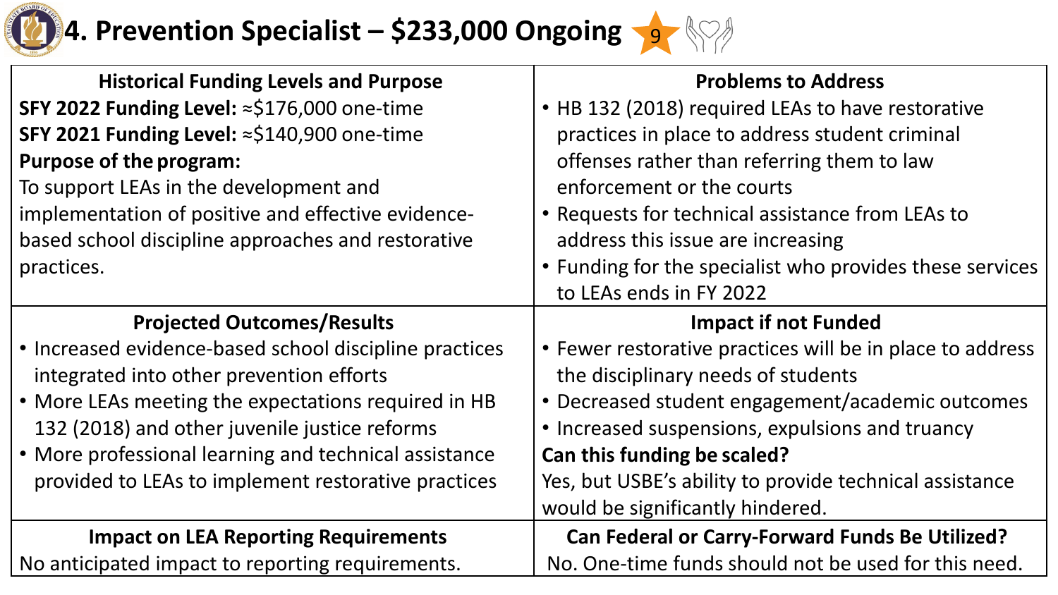# 4. Prevention Specialist – \$233,000 Ongoing

9

| Historical Funding Levels and Purpose | Problems to Address |
| --- | --- |
| **SFY 2022 Funding Level:** ≈\$176,000 one-time<br>**SFY 2021 Funding Level:** ≈\$140,900 one-time<br>**Purpose of the program:**<br>To support LEAs in the development and implementation of positive and effective evidence-based school discipline approaches and restorative practices. | • HB 132 (2018) required LEAs to have restorative practices in place to address student criminal offenses rather than referring them to law enforcement or the courts<br>• Requests for technical assistance from LEAs to address this issue are increasing<br>• Funding for the specialist who provides these services to LEAs ends in FY 2022 |
| **Projected Outcomes/Results** | **Impact if not Funded** |
| • Increased evidence-based school discipline practices integrated into other prevention efforts<br>• More LEAs meeting the expectations required in HB 132 (2018) and other juvenile justice reforms<br>• More professional learning and technical assistance provided to LEAs to implement restorative practices | • Fewer restorative practices will be in place to address the disciplinary needs of students<br>• Decreased student engagement/academic outcomes<br>• Increased suspensions, expulsions and truancy<br>**Can this funding be scaled?**<br>Yes, but USBE's ability to provide technical assistance would be significantly hindered. |
| **Impact on LEA Reporting Requirements** | **Can Federal or Carry-Forward Funds Be Utilized?** |
| No anticipated impact to reporting requirements. | No. One-time funds should not be used for this need. |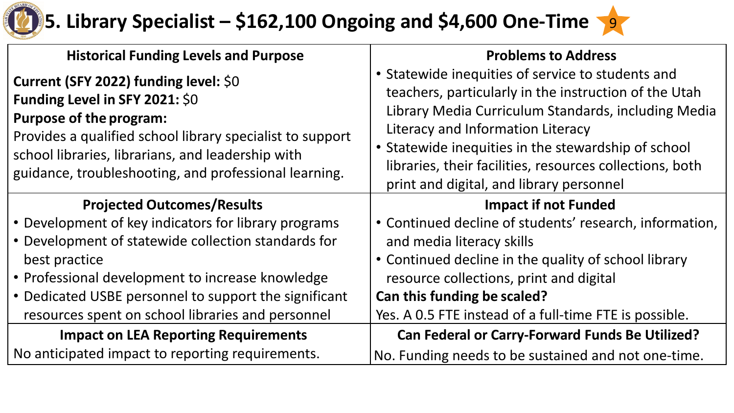# 5. Library Specialist – $162,100 Ongoing and $4,600 One-Time

9

### Historical Funding Levels and Purpose

**Current (SFY 2022) funding level:** $0
**Funding Level in SFY 2021:** $0
**Purpose of the program:**
Provides a qualified school library specialist to support school libraries, librarians, and leadership with guidance, troubleshooting, and professional learning.

### Problems to Address

- Statewide inequities of service to students and teachers, particularly in the instruction of the Utah Library Media Curriculum Standards, including Media Literacy and Information Literacy
- Statewide inequities in the stewardship of school libraries, their facilities, resources collections, both print and digital, and library personnel

### Projected Outcomes/Results

- Development of key indicators for library programs
- Development of statewide collection standards for best practice
- Professional development to increase knowledge
- Dedicated USBE personnel to support the significant resources spent on school libraries and personnel

### Impact if not Funded

- Continued decline of students' research, information, and media literacy skills
- Continued decline in the quality of school library resource collections, print and digital

**Can this funding be scaled?**
Yes. A 0.5 FTE instead of a full-time FTE is possible.

### Impact on LEA Reporting Requirements

No anticipated impact to reporting requirements.

### Can Federal or Carry-Forward Funds Be Utilized?

No. Funding needs to be sustained and not one-time.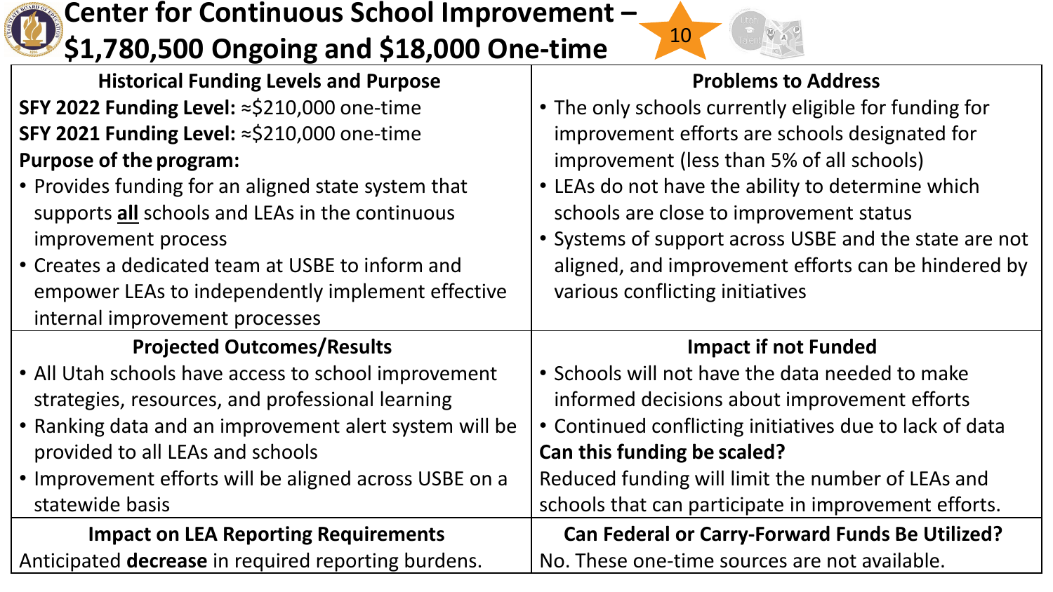# Center for Continuous School Improvement – $1,780,500 Ongoing and $18,000 One-time

10

### Historical Funding Levels and Purpose

**SFY 2022 Funding Level:** ≈$210,000 one-time
**SFY 2021 Funding Level:** ≈$210,000 one-time
**Purpose of the program:**

- Provides funding for an aligned state system that supports **all** schools and LEAs in the continuous improvement process
- Creates a dedicated team at USBE to inform and empower LEAs to independently implement effective internal improvement processes

### Problems to Address

- The only schools currently eligible for funding for improvement efforts are schools designated for improvement (less than 5% of all schools)
- LEAs do not have the ability to determine which schools are close to improvement status
- Systems of support across USBE and the state are not aligned, and improvement efforts can be hindered by various conflicting initiatives

### Projected Outcomes/Results

- All Utah schools have access to school improvement strategies, resources, and professional learning
- Ranking data and an improvement alert system will be provided to all LEAs and schools
- Improvement efforts will be aligned across USBE on a statewide basis

### Impact if not Funded

- Schools will not have the data needed to make informed decisions about improvement efforts
- Continued conflicting initiatives due to lack of data

**Can this funding be scaled?**
Reduced funding will limit the number of LEAs and schools that can participate in improvement efforts.

### Impact on LEA Reporting Requirements

Anticipated **decrease** in required reporting burdens.

### Can Federal or Carry-Forward Funds Be Utilized?

No. These one-time sources are not available.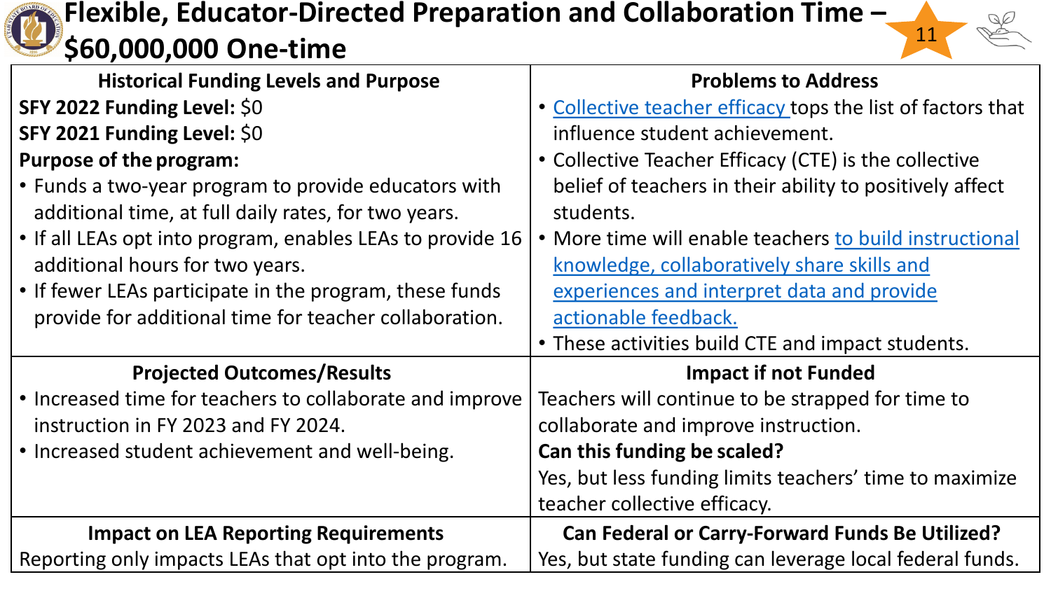# Flexible, Educator-Directed Preparation and Collaboration Time – $60,000,000 One-time

## Historical Funding Levels and Purpose

**SFY 2022 Funding Level:** $0

**SFY 2021 Funding Level:** $0

**Purpose of the program:**

- Funds a two-year program to provide educators with additional time, at full daily rates, for two years.
- If all LEAs opt into program, enables LEAs to provide 16 additional hours for two years.
- If fewer LEAs participate in the program, these funds provide for additional time for teacher collaboration.

## Problems to Address

- Collective teacher efficacy tops the list of factors that influence student achievement.
- Collective Teacher Efficacy (CTE) is the collective belief of teachers in their ability to positively affect students.
- More time will enable teachers to build instructional knowledge, collaboratively share skills and experiences and interpret data and provide actionable feedback.
- These activities build CTE and impact students.

## Projected Outcomes/Results

- Increased time for teachers to collaborate and improve instruction in FY 2023 and FY 2024.
- Increased student achievement and well-being.

## Impact if not Funded

Teachers will continue to be strapped for time to collaborate and improve instruction.

**Can this funding be scaled?**

Yes, but less funding limits teachers' time to maximize teacher collective efficacy.

## Impact on LEA Reporting Requirements

Reporting only impacts LEAs that opt into the program.

## Can Federal or Carry-Forward Funds Be Utilized?

Yes, but state funding can leverage local federal funds.